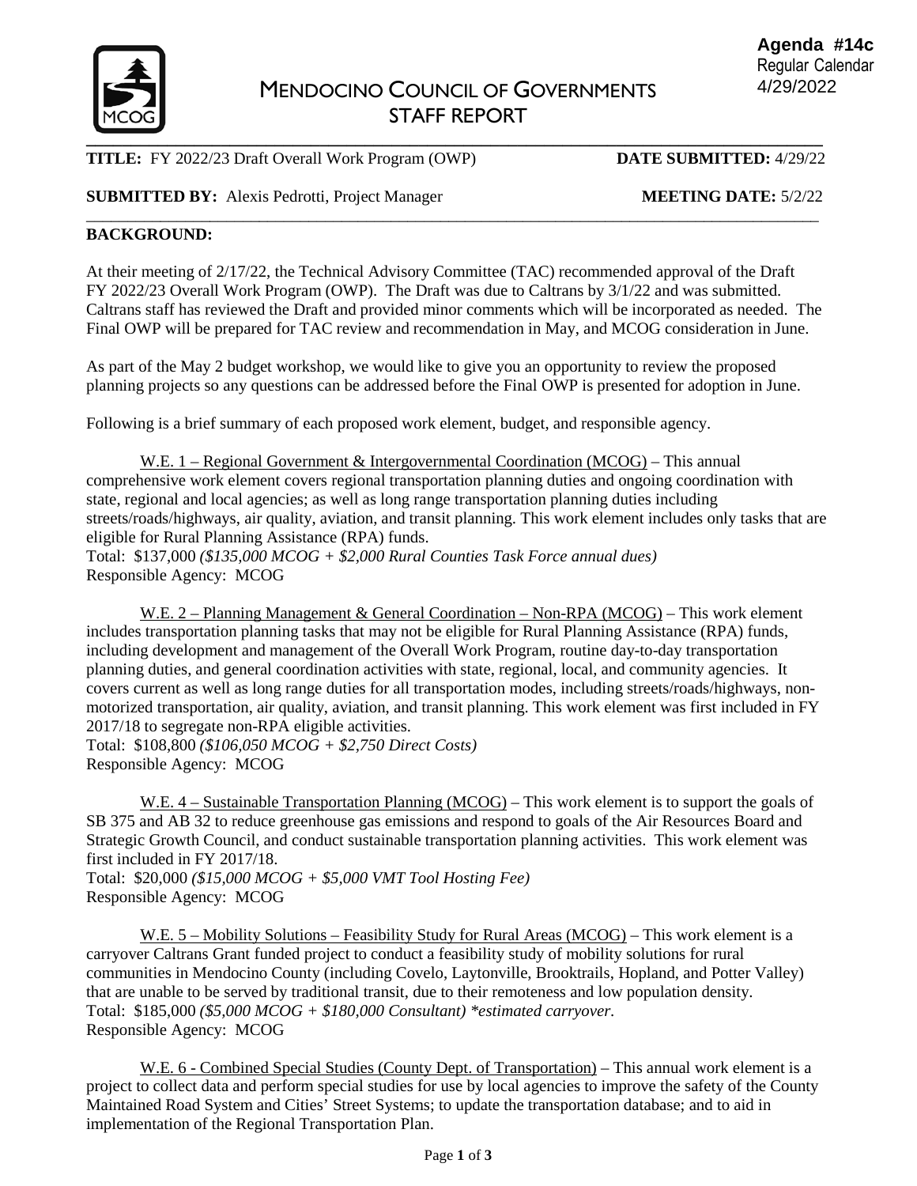**Agenda #14c**
Regular Calendar
4/29/2022

# MENDOCINO COUNCIL OF GOVERNMENTS
## STAFF REPORT

**TITLE:** FY 2022/23 Draft Overall Work Program (OWP) **DATE SUBMITTED:** 4/29/22

**SUBMITTED BY:** Alexis Pedrotti, Project Manager **MEETING DATE:** 5/2/22

**BACKGROUND:**

At their meeting of 2/17/22, the Technical Advisory Committee (TAC) recommended approval of the Draft FY 2022/23 Overall Work Program (OWP). The Draft was due to Caltrans by 3/1/22 and was submitted. Caltrans staff has reviewed the Draft and provided minor comments which will be incorporated as needed. The Final OWP will be prepared for TAC review and recommendation in May, and MCOG consideration in June.

As part of the May 2 budget workshop, we would like to give you an opportunity to review the proposed planning projects so any questions can be addressed before the Final OWP is presented for adoption in June.

Following is a brief summary of each proposed work element, budget, and responsible agency.

W.E. 1 – Regional Government & Intergovernmental Coordination (MCOG) – This annual comprehensive work element covers regional transportation planning duties and ongoing coordination with state, regional and local agencies; as well as long range transportation planning duties including streets/roads/highways, air quality, aviation, and transit planning. This work element includes only tasks that are eligible for Rural Planning Assistance (RPA) funds.
Total: $137,000 *($135,000 MCOG + $2,000 Rural Counties Task Force annual dues)*
Responsible Agency: MCOG

W.E. 2 – Planning Management & General Coordination – Non-RPA (MCOG) – This work element includes transportation planning tasks that may not be eligible for Rural Planning Assistance (RPA) funds, including development and management of the Overall Work Program, routine day-to-day transportation planning duties, and general coordination activities with state, regional, local, and community agencies. It covers current as well as long range duties for all transportation modes, including streets/roads/highways, non-motorized transportation, air quality, aviation, and transit planning. This work element was first included in FY 2017/18 to segregate non-RPA eligible activities.
Total: $108,800 *($106,050 MCOG + $2,750 Direct Costs)*
Responsible Agency: MCOG

W.E. 4 – Sustainable Transportation Planning (MCOG) – This work element is to support the goals of SB 375 and AB 32 to reduce greenhouse gas emissions and respond to goals of the Air Resources Board and Strategic Growth Council, and conduct sustainable transportation planning activities. This work element was first included in FY 2017/18.
Total: $20,000 *($15,000 MCOG + $5,000 VMT Tool Hosting Fee)*
Responsible Agency: MCOG

W.E. 5 – Mobility Solutions – Feasibility Study for Rural Areas (MCOG) – This work element is a carryover Caltrans Grant funded project to conduct a feasibility study of mobility solutions for rural communities in Mendocino County (including Covelo, Laytonville, Brooktrails, Hopland, and Potter Valley) that are unable to be served by traditional transit, due to their remoteness and low population density.
Total: $185,000 *($5,000 MCOG + $180,000 Consultant) *estimated carryover.*
Responsible Agency: MCOG

W.E. 6 - Combined Special Studies (County Dept. of Transportation) – This annual work element is a project to collect data and perform special studies for use by local agencies to improve the safety of the County Maintained Road System and Cities' Street Systems; to update the transportation database; and to aid in implementation of the Regional Transportation Plan.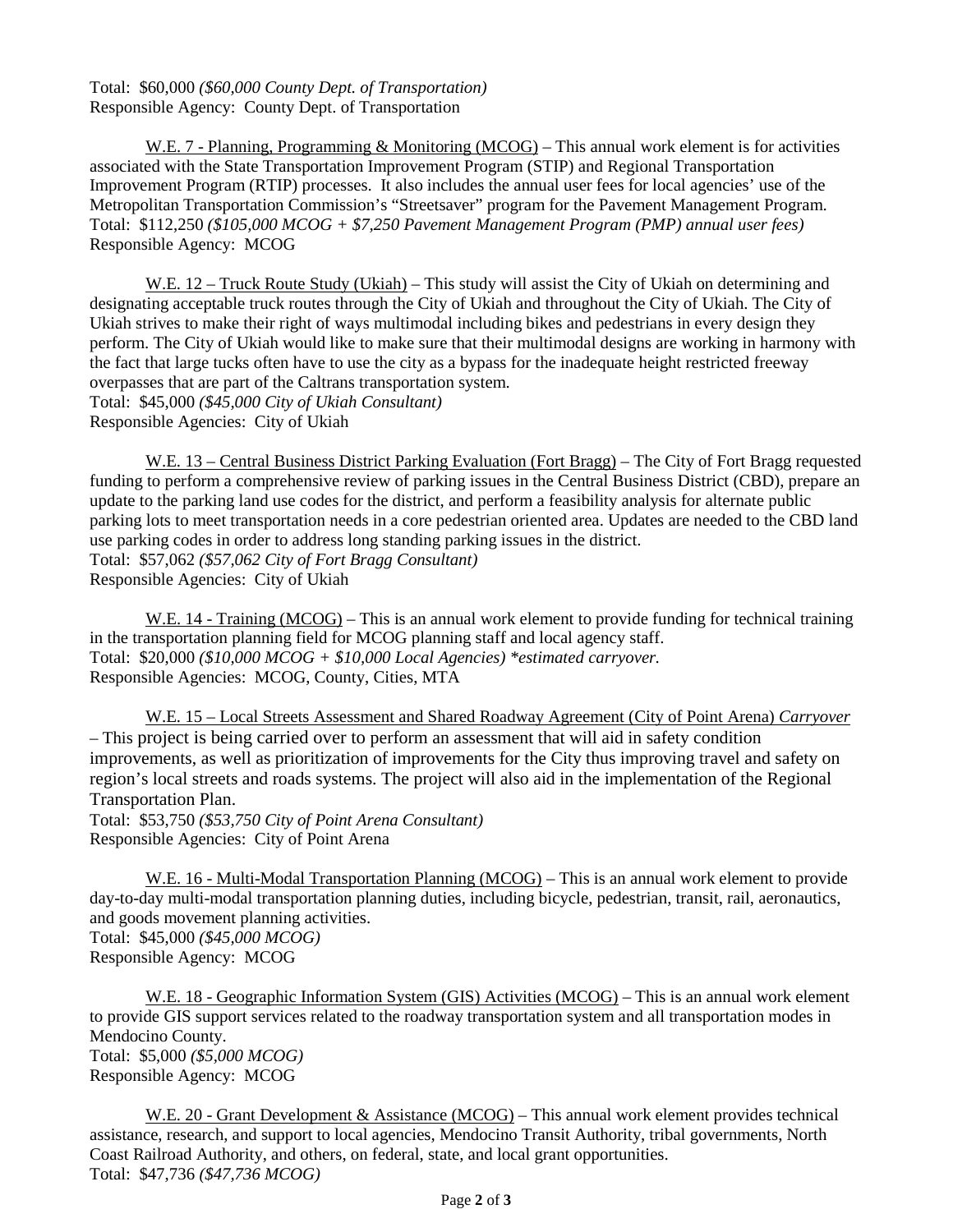Total: $60,000 *($60,000 County Dept. of Transportation)*
Responsible Agency: County Dept. of Transportation

W.E. 7 - Planning, Programming & Monitoring (MCOG) – This annual work element is for activities associated with the State Transportation Improvement Program (STIP) and Regional Transportation Improvement Program (RTIP) processes. It also includes the annual user fees for local agencies' use of the Metropolitan Transportation Commission's "Streetsaver" program for the Pavement Management Program.
Total: $112,250 *($105,000 MCOG + $7,250 Pavement Management Program (PMP) annual user fees)*
Responsible Agency: MCOG

W.E. 12 – Truck Route Study (Ukiah) – This study will assist the City of Ukiah on determining and designating acceptable truck routes through the City of Ukiah and throughout the City of Ukiah. The City of Ukiah strives to make their right of ways multimodal including bikes and pedestrians in every design they perform. The City of Ukiah would like to make sure that their multimodal designs are working in harmony with the fact that large tucks often have to use the city as a bypass for the inadequate height restricted freeway overpasses that are part of the Caltrans transportation system.
Total: $45,000 *($45,000 City of Ukiah Consultant)*
Responsible Agencies: City of Ukiah

W.E. 13 – Central Business District Parking Evaluation (Fort Bragg) – The City of Fort Bragg requested funding to perform a comprehensive review of parking issues in the Central Business District (CBD), prepare an update to the parking land use codes for the district, and perform a feasibility analysis for alternate public parking lots to meet transportation needs in a core pedestrian oriented area. Updates are needed to the CBD land use parking codes in order to address long standing parking issues in the district.
Total: $57,062 *($57,062 City of Fort Bragg Consultant)*
Responsible Agencies: City of Ukiah

W.E. 14 - Training (MCOG) – This is an annual work element to provide funding for technical training in the transportation planning field for MCOG planning staff and local agency staff.
Total: $20,000 *($10,000 MCOG + $10,000 Local Agencies) *estimated carryover.*
Responsible Agencies: MCOG, County, Cities, MTA

W.E. 15 – Local Streets Assessment and Shared Roadway Agreement (City of Point Arena) *Carryover* – This project is being carried over to perform an assessment that will aid in safety condition improvements, as well as prioritization of improvements for the City thus improving travel and safety on region's local streets and roads systems. The project will also aid in the implementation of the Regional Transportation Plan.
Total: $53,750 *($53,750 City of Point Arena Consultant)*
Responsible Agencies: City of Point Arena

W.E. 16 - Multi-Modal Transportation Planning (MCOG) – This is an annual work element to provide day-to-day multi-modal transportation planning duties, including bicycle, pedestrian, transit, rail, aeronautics, and goods movement planning activities.
Total: $45,000 *($45,000 MCOG)*
Responsible Agency: MCOG

W.E. 18 - Geographic Information System (GIS) Activities (MCOG) – This is an annual work element to provide GIS support services related to the roadway transportation system and all transportation modes in Mendocino County.
Total: $5,000 *($5,000 MCOG)*
Responsible Agency: MCOG

W.E. 20 - Grant Development & Assistance (MCOG) – This annual work element provides technical assistance, research, and support to local agencies, Mendocino Transit Authority, tribal governments, North Coast Railroad Authority, and others, on federal, state, and local grant opportunities.
Total: $47,736 *($47,736 MCOG)*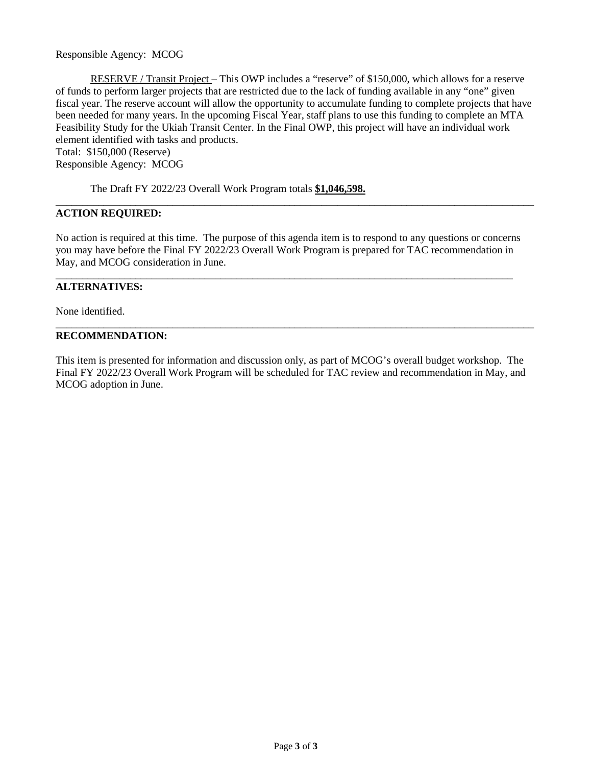Responsible Agency: MCOG

RESERVE / Transit Project – This OWP includes a "reserve" of $150,000, which allows for a reserve of funds to perform larger projects that are restricted due to the lack of funding available in any "one" given fiscal year. The reserve account will allow the opportunity to accumulate funding to complete projects that have been needed for many years. In the upcoming Fiscal Year, staff plans to use this funding to complete an MTA Feasibility Study for the Ukiah Transit Center. In the Final OWP, this project will have an individual work element identified with tasks and products.
Total: $150,000 (Reserve)
Responsible Agency: MCOG

The Draft FY 2022/23 Overall Work Program totals **$1,046,598.**

---

**ACTION REQUIRED:**

No action is required at this time. The purpose of this agenda item is to respond to any questions or concerns you may have before the Final FY 2022/23 Overall Work Program is prepared for TAC recommendation in May, and MCOG consideration in June.

---

**ALTERNATIVES:**

None identified.

---

**RECOMMENDATION:**

This item is presented for information and discussion only, as part of MCOG's overall budget workshop. The Final FY 2022/23 Overall Work Program will be scheduled for TAC review and recommendation in May, and MCOG adoption in June.